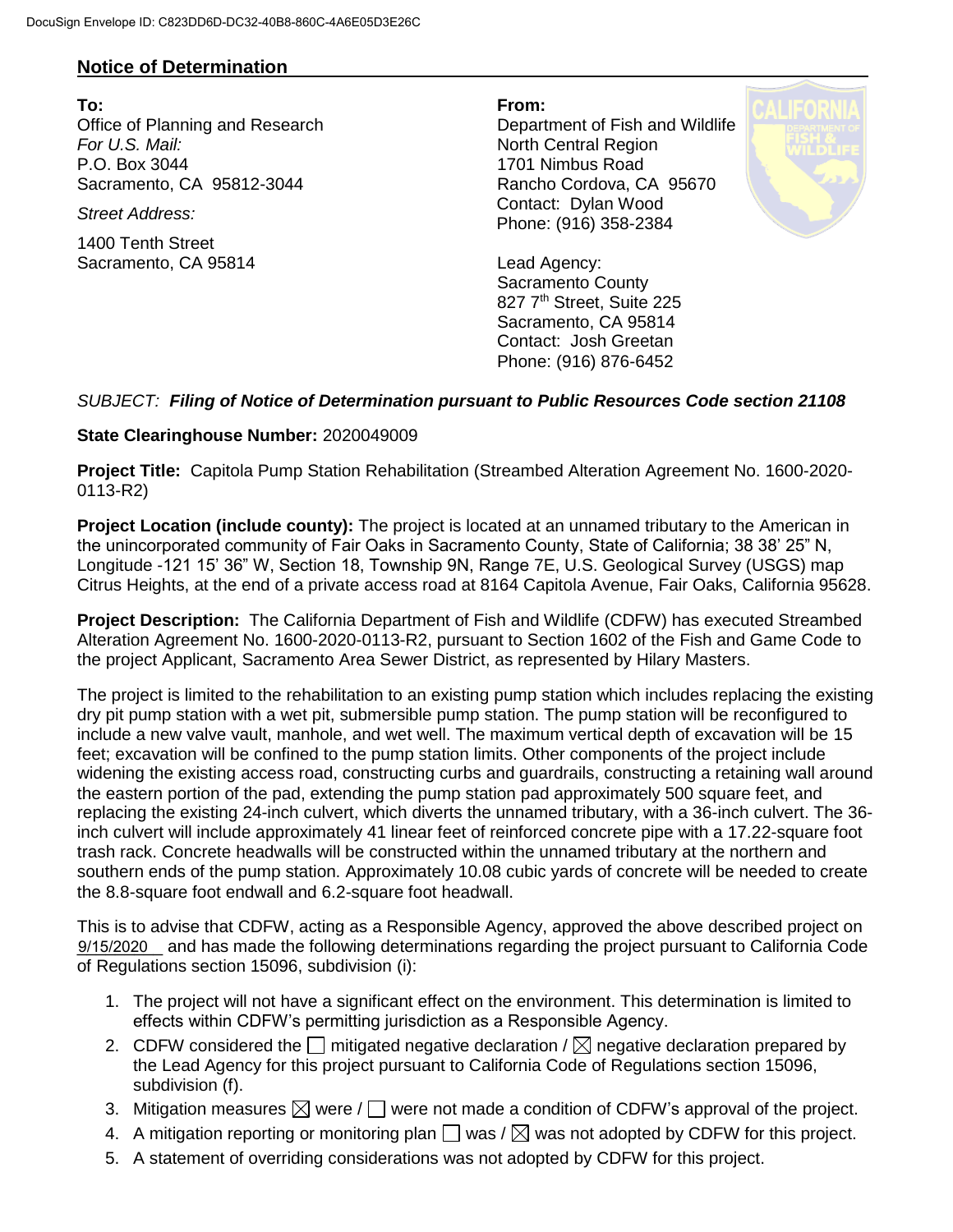DocuSign Envelope ID: C823DD6D-DC32-40B8-860C-4A6E05D3E26C

## Notice of Determination

**To:**
Office of Planning and Research
*For U.S. Mail:*
P.O. Box 3044
Sacramento, CA 95812-3044

*Street Address:*

1400 Tenth Street
Sacramento, CA 95814

**From:**
Department of Fish and Wildlife
North Central Region
1701 Nimbus Road
Rancho Cordova, CA 95670
Contact: Dylan Wood
Phone: (916) 358-2384

Lead Agency:
Sacramento County
827 7th Street, Suite 225
Sacramento, CA 95814
Contact: Josh Greetan
Phone: (916) 876-6452

*SUBJECT: **Filing of Notice of Determination pursuant to Public Resources Code section 21108***

**State Clearinghouse Number:** 2020049009

**Project Title:** Capitola Pump Station Rehabilitation (Streambed Alteration Agreement No. 1600-2020-0113-R2)

**Project Location (include county):** The project is located at an unnamed tributary to the American in the unincorporated community of Fair Oaks in Sacramento County, State of California; 38 38' 25" N, Longitude -121 15' 36" W, Section 18, Township 9N, Range 7E, U.S. Geological Survey (USGS) map Citrus Heights, at the end of a private access road at 8164 Capitola Avenue, Fair Oaks, California 95628.

**Project Description:** The California Department of Fish and Wildlife (CDFW) has executed Streambed Alteration Agreement No. 1600-2020-0113-R2, pursuant to Section 1602 of the Fish and Game Code to the project Applicant, Sacramento Area Sewer District, as represented by Hilary Masters.

The project is limited to the rehabilitation to an existing pump station which includes replacing the existing dry pit pump station with a wet pit, submersible pump station. The pump station will be reconfigured to include a new valve vault, manhole, and wet well. The maximum vertical depth of excavation will be 15 feet; excavation will be confined to the pump station limits. Other components of the project include widening the existing access road, constructing curbs and guardrails, constructing a retaining wall around the eastern portion of the pad, extending the pump station pad approximately 500 square feet, and replacing the existing 24-inch culvert, which diverts the unnamed tributary, with a 36-inch culvert. The 36-inch culvert will include approximately 41 linear feet of reinforced concrete pipe with a 17.22-square foot trash rack. Concrete headwalls will be constructed within the unnamed tributary at the northern and southern ends of the pump station. Approximately 10.08 cubic yards of concrete will be needed to create the 8.8-square foot endwall and 6.2-square foot headwall.

This is to advise that CDFW, acting as a Responsible Agency, approved the above described project on 9/15/2020 and has made the following determinations regarding the project pursuant to California Code of Regulations section 15096, subdivision (i):

1. The project will not have a significant effect on the environment. This determination is limited to effects within CDFW's permitting jurisdiction as a Responsible Agency.
2. CDFW considered the ☐ mitigated negative declaration / ☒ negative declaration prepared by the Lead Agency for this project pursuant to California Code of Regulations section 15096, subdivision (f).
3. Mitigation measures ☒ were / ☐ were not made a condition of CDFW's approval of the project.
4. A mitigation reporting or monitoring plan ☐ was / ☒ was not adopted by CDFW for this project.
5. A statement of overriding considerations was not adopted by CDFW for this project.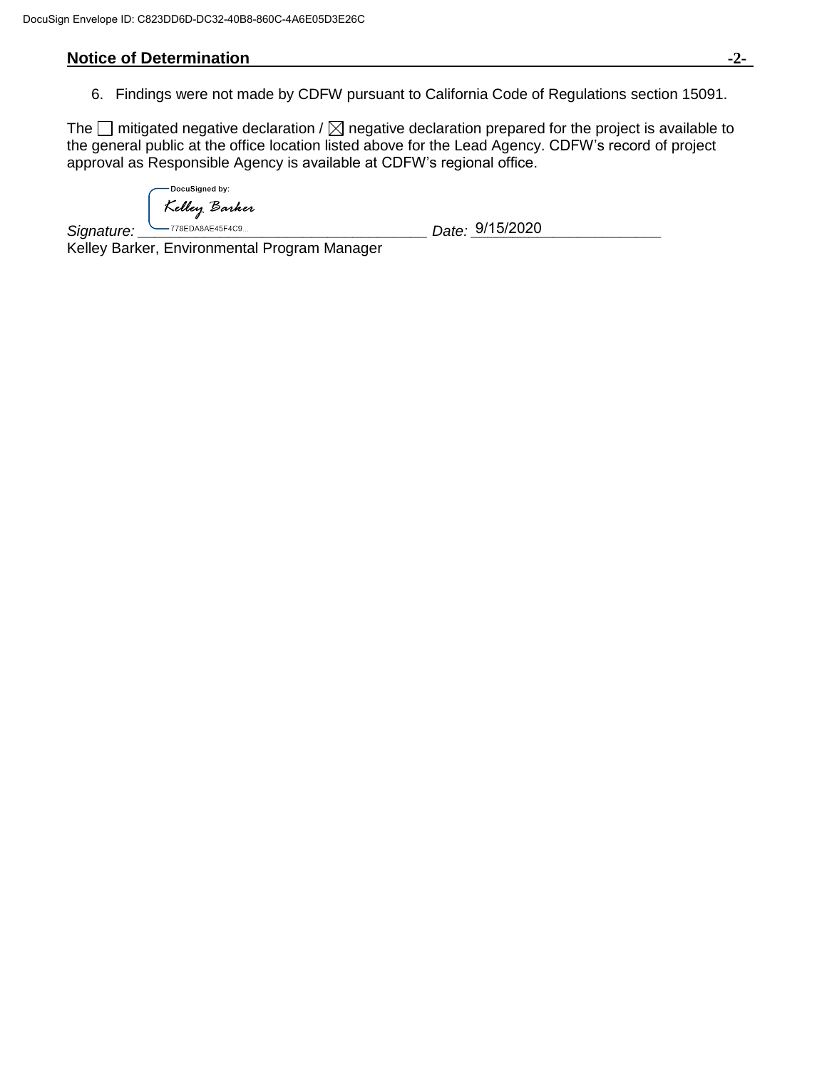**Notice of Determination**

6. Findings were not made by CDFW pursuant to California Code of Regulations section 15091.

The ☐ mitigated negative declaration / ☒ negative declaration prepared for the project is available to the general public at the office location listed above for the Lead Agency. CDFW's record of project approval as Responsible Agency is available at CDFW's regional office.

DocuSigned by:
Kelley Barker
778EDA8AE45F4C9...

*Signature:* ______________________ *Date:* 9/15/2020

Kelley Barker, Environmental Program Manager